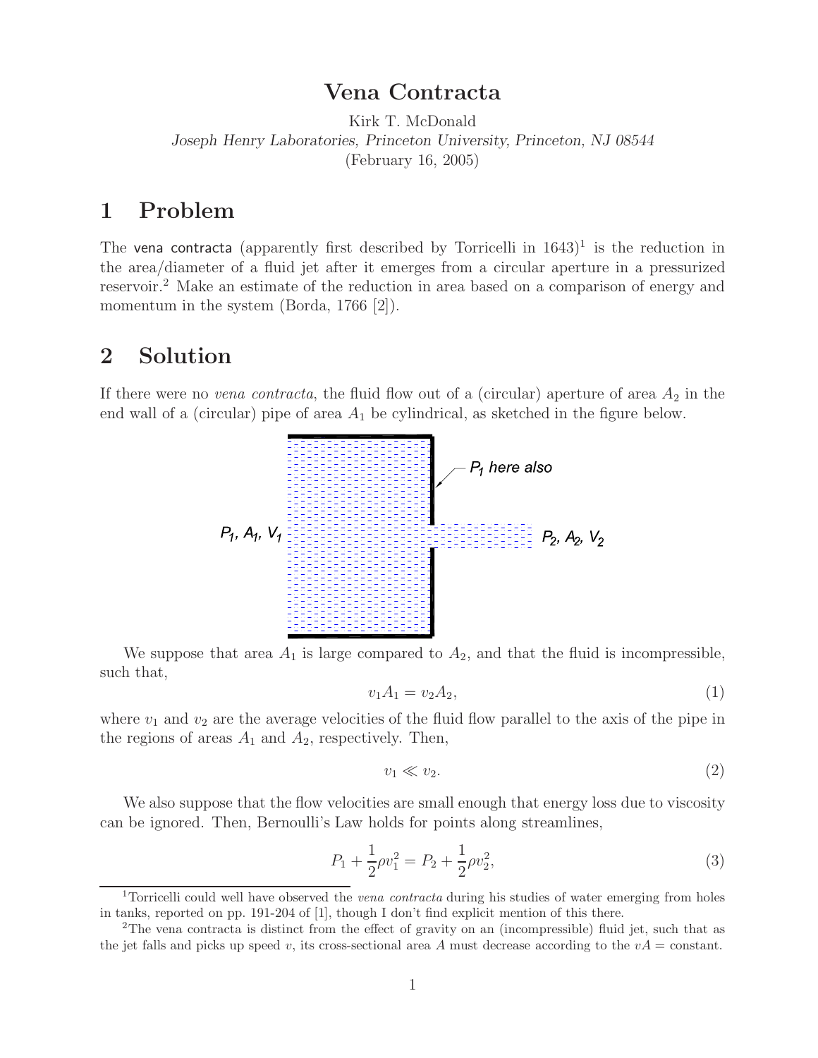# Vena Contracta

Kirk T. McDonald
*Joseph Henry Laboratories, Princeton University, Princeton, NJ 08544*
(February 16, 2005)

## 1 Problem

The vena contracta (apparently first described by Torricelli in 1643)[1] is the reduction in the area/diameter of a fluid jet after it emerges from a circular aperture in a pressurized reservoir.[2] Make an estimate of the reduction in area based on a comparison of energy and momentum in the system (Borda, 1766 [2]).

## 2 Solution

If there were no *vena contracta*, the fluid flow out of a (circular) aperture of area $A_2$ in the end wall of a (circular) pipe of area $A_1$ be cylindrical, as sketched in the figure below.

$P_1$ here also

$P_1$, $A_1$, $V_1$

$P_2$, $A_2$, $V_2$

We suppose that area $A_1$ is large compared to $A_2$, and that the fluid is incompressible, such that,

$$v_1 A_1 = v_2 A_2, \tag{1}$$

where $v_1$ and $v_2$ are the average velocities of the fluid flow parallel to the axis of the pipe in the regions of areas $A_1$ and $A_2$, respectively. Then,

$$v_1 \ll v_2. \tag{2}$$

We also suppose that the flow velocities are small enough that energy loss due to viscosity can be ignored. Then, Bernoulli's Law holds for points along streamlines,

$$P_1 + \frac{1}{2}\rho v_1^2 = P_2 + \frac{1}{2}\rho v_2^2, \tag{3}$$

---

[1] Torricelli could well have observed the *vena contracta* during his studies of water emerging from holes in tanks, reported on pp. 191-204 of [1], though I don't find explicit mention of this there.

[2] The vena contracta is distinct from the effect of gravity on an (incompressible) fluid jet, such that as the jet falls and picks up speed $v$, its cross-sectional area $A$ must decrease according to the $vA$ = constant.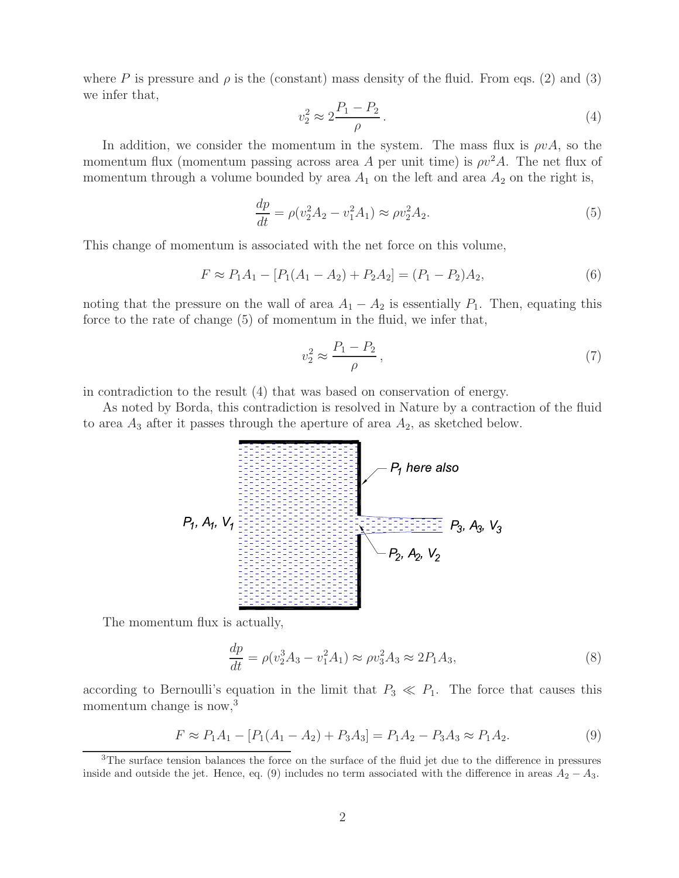where $P$ is pressure and $\rho$ is the (constant) mass density of the fluid. From eqs. (2) and (3) we infer that,

$$v_2^2 \approx 2\frac{P_1 - P_2}{\rho}. \tag{4}$$

In addition, we consider the momentum in the system. The mass flux is $\rho v A$, so the momentum flux (momentum passing across area $A$ per unit time) is $\rho v^2 A$. The net flux of momentum through a volume bounded by area $A_1$ on the left and area $A_2$ on the right is,

$$\frac{dp}{dt} = \rho(v_2^2 A_2 - v_1^2 A_1) \approx \rho v_2^2 A_2. \tag{5}$$

This change of momentum is associated with the net force on this volume,

$$F \approx P_1 A_1 - [P_1(A_1 - A_2) + P_2 A_2] = (P_1 - P_2)A_2, \tag{6}$$

noting that the pressure on the wall of area $A_1 - A_2$ is essentially $P_1$. Then, equating this force to the rate of change (5) of momentum in the fluid, we infer that,

$$v_2^2 \approx \frac{P_1 - P_2}{\rho}, \tag{7}$$

in contradiction to the result (4) that was based on conservation of energy.

As noted by Borda, this contradiction is resolved in Nature by a contraction of the fluid to area $A_3$ after it passes through the aperture of area $A_2$, as sketched below.

$P_1$ here also

$P_1$, $A_1$, $V_1$

$P_3$, $A_3$, $V_3$

$P_2$, $A_2$, $V_2$

The momentum flux is actually,

$$\frac{dp}{dt} = \rho(v_2^3 A_3 - v_1^2 A_1) \approx \rho v_3^2 A_3 \approx 2P_1 A_3, \tag{8}$$

according to Bernoulli's equation in the limit that $P_3 \ll P_1$. The force that causes this momentum change is now,[3]

$$F \approx P_1 A_1 - [P_1(A_1 - A_2) + P_3 A_3] = P_1 A_2 - P_3 A_3 \approx P_1 A_2. \tag{9}$$

[3]The surface tension balances the force on the surface of the fluid jet due to the difference in pressures inside and outside the jet. Hence, eq. (9) includes no term associated with the difference in areas $A_2 - A_3$.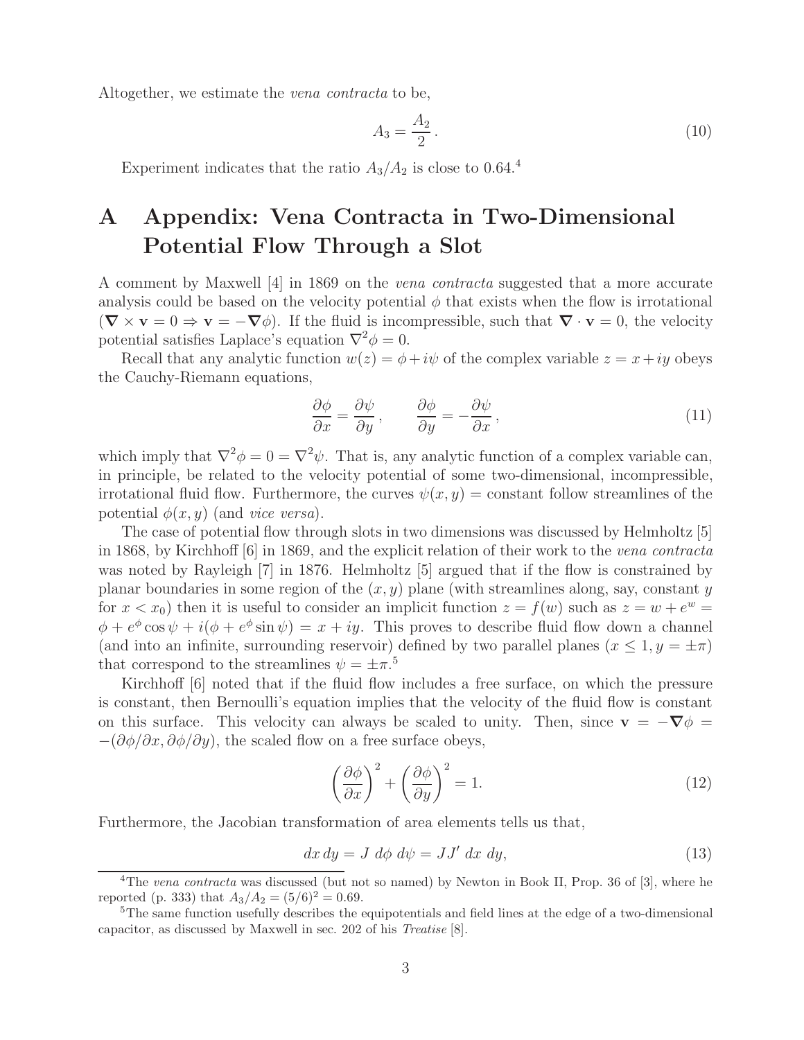Altogether, we estimate the *vena contracta* to be,

$$A_3 = \frac{A_2}{2} \, . \tag{10}$$

Experiment indicates that the ratio $A_3/A_2$ is close to 0.64.[4]

# A Appendix: Vena Contracta in Two-Dimensional Potential Flow Through a Slot

A comment by Maxwell [4] in 1869 on the *vena contracta* suggested that a more accurate analysis could be based on the velocity potential $\phi$ that exists when the flow is irrotational ($\boldsymbol{\nabla} \times \mathbf{v} = 0 \Rightarrow \mathbf{v} = -\boldsymbol{\nabla}\phi$). If the fluid is incompressible, such that $\boldsymbol{\nabla} \cdot \mathbf{v} = 0$, the velocity potential satisfies Laplace's equation $\nabla^2\phi = 0$.

Recall that any analytic function $w(z) = \phi + i\psi$ of the complex variable $z = x + iy$ obeys the Cauchy-Riemann equations,

$$\frac{\partial \phi}{\partial x} = \frac{\partial \psi}{\partial y} \, , \qquad \frac{\partial \phi}{\partial y} = -\frac{\partial \psi}{\partial x} \, , \tag{11}$$

which imply that $\nabla^2\phi = 0 = \nabla^2\psi$. That is, any analytic function of a complex variable can, in principle, be related to the velocity potential of some two-dimensional, incompressible, irrotational fluid flow. Furthermore, the curves $\psi(x, y) =$ constant follow streamlines of the potential $\phi(x, y)$ (and *vice versa*).

The case of potential flow through slots in two dimensions was discussed by Helmholtz [5] in 1868, by Kirchhoff [6] in 1869, and the explicit relation of their work to the *vena contracta* was noted by Rayleigh [7] in 1876. Helmholtz [5] argued that if the flow is constrained by planar boundaries in some region of the $(x, y)$ plane (with streamlines along, say, constant $y$ for $x < x_0$) then it is useful to consider an implicit function $z = f(w)$ such as $z = w + e^w = \phi + e^\phi \cos\psi + i(\phi + e^\phi \sin\psi) = x + iy$. This proves to describe fluid flow down a channel (and into an infinite, surrounding reservoir) defined by two parallel planes ($x \le 1, y = \pm\pi$) that correspond to the streamlines $\psi = \pm\pi$.[5]

Kirchhoff [6] noted that if the fluid flow includes a free surface, on which the pressure is constant, then Bernoulli's equation implies that the velocity of the fluid flow is constant on this surface. This velocity can always be scaled to unity. Then, since $\mathbf{v} = -\boldsymbol{\nabla}\phi = -(\partial\phi/\partial x, \partial\phi/\partial y)$, the scaled flow on a free surface obeys,

$$\left(\frac{\partial \phi}{\partial x}\right)^2 + \left(\frac{\partial \phi}{\partial y}\right)^2 = 1. \tag{12}$$

Furthermore, the Jacobian transformation of area elements tells us that,

$$dx \, dy = J \; d\phi \; d\psi = JJ' \; dx \; dy, \tag{13}$$

[4] The *vena contracta* was discussed (but not so named) by Newton in Book II, Prop. 36 of [3], where he reported (p. 333) that $A_3/A_2 = (5/6)^2 = 0.69$.

[5] The same function usefully describes the equipotentials and field lines at the edge of a two-dimensional capacitor, as discussed by Maxwell in sec. 202 of his *Treatise* [8].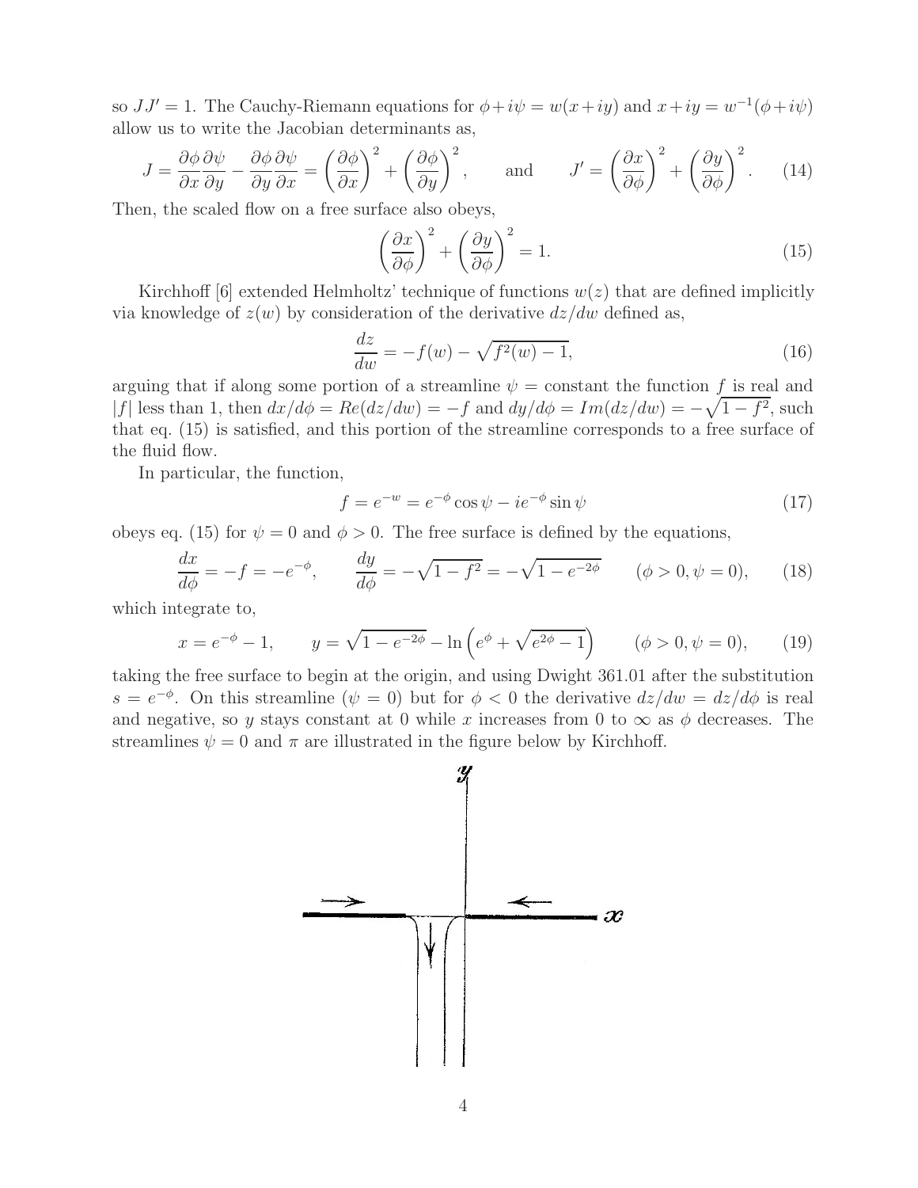so $JJ' = 1$. The Cauchy-Riemann equations for $\phi + i\psi = w(x+iy)$ and $x+iy = w^{-1}(\phi+i\psi)$ allow us to write the Jacobian determinants as,

$$J = \frac{\partial \phi}{\partial x}\frac{\partial \psi}{\partial y} - \frac{\partial \phi}{\partial y}\frac{\partial \psi}{\partial x} = \left(\frac{\partial \phi}{\partial x}\right)^2 + \left(\frac{\partial \phi}{\partial y}\right)^2, \qquad \text{and} \qquad J' = \left(\frac{\partial x}{\partial \phi}\right)^2 + \left(\frac{\partial y}{\partial \phi}\right)^2. \tag{14}$$

Then, the scaled flow on a free surface also obeys,

$$\left(\frac{\partial x}{\partial \phi}\right)^2 + \left(\frac{\partial y}{\partial \phi}\right)^2 = 1. \tag{15}$$

Kirchhoff [6] extended Helmholtz' technique of functions $w(z)$ that are defined implicitly via knowledge of $z(w)$ by consideration of the derivative $dz/dw$ defined as,

$$\frac{dz}{dw} = -f(w) - \sqrt{f^2(w) - 1}, \tag{16}$$

arguing that if along some portion of a streamline $\psi =$ constant the function $f$ is real and $|f|$ less than 1, then $dx/d\phi = Re(dz/dw) = -f$ and $dy/d\phi = Im(dz/dw) = -\sqrt{1-f^2}$, such that eq. (15) is satisfied, and this portion of the streamline corresponds to a free surface of the fluid flow.

In particular, the function,

$$f = e^{-w} = e^{-\phi}\cos\psi - ie^{-\phi}\sin\psi \tag{17}$$

obeys eq. (15) for $\psi = 0$ and $\phi > 0$. The free surface is defined by the equations,

$$\frac{dx}{d\phi} = -f = -e^{-\phi}, \qquad \frac{dy}{d\phi} = -\sqrt{1-f^2} = -\sqrt{1-e^{-2\phi}} \qquad (\phi > 0, \psi = 0), \tag{18}$$

which integrate to,

$$x = e^{-\phi} - 1, \qquad y = \sqrt{1-e^{-2\phi}} - \ln\left(e^{\phi} + \sqrt{e^{2\phi}-1}\right) \qquad (\phi > 0, \psi = 0), \tag{19}$$

taking the free surface to begin at the origin, and using Dwight 361.01 after the substitution $s = e^{-\phi}$. On this streamline ($\psi = 0$) but for $\phi < 0$ the derivative $dz/dw = dz/d\phi$ is real and negative, so $y$ stays constant at 0 while $x$ increases from 0 to $\infty$ as $\phi$ decreases. The streamlines $\psi = 0$ and $\pi$ are illustrated in the figure below by Kirchhoff.

y

x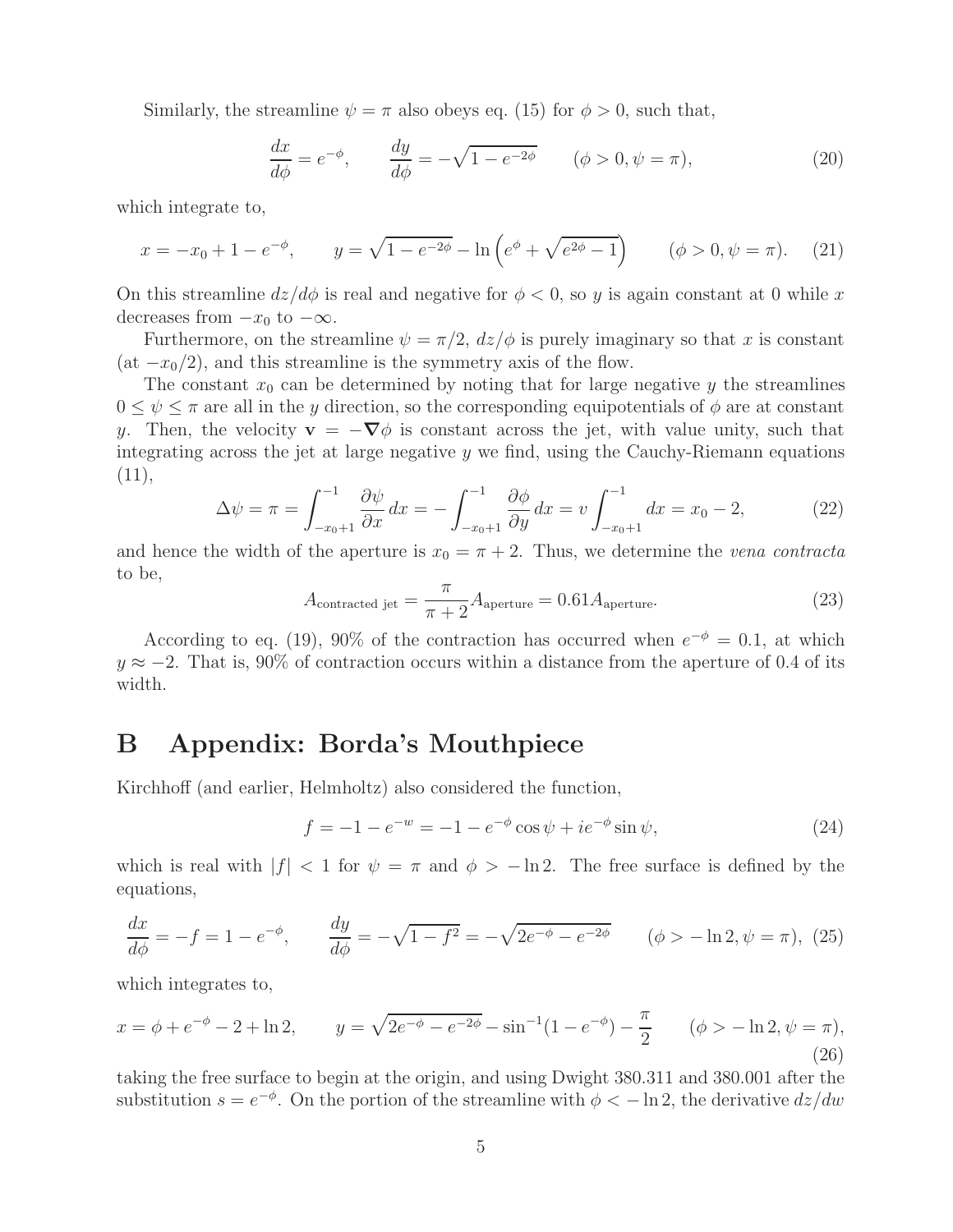Similarly, the streamline $\psi = \pi$ also obeys eq. (15) for $\phi > 0$, such that,

$$\frac{dx}{d\phi} = e^{-\phi}, \qquad \frac{dy}{d\phi} = -\sqrt{1 - e^{-2\phi}} \qquad (\phi > 0, \psi = \pi), \tag{20}$$

which integrate to,

$$x = -x_0 + 1 - e^{-\phi}, \qquad y = \sqrt{1 - e^{-2\phi}} - \ln\left(e^{\phi} + \sqrt{e^{2\phi} - 1}\right) \qquad (\phi > 0, \psi = \pi). \tag{21}$$

On this streamline $dz/d\phi$ is real and negative for $\phi < 0$, so $y$ is again constant at 0 while $x$ decreases from $-x_0$ to $-\infty$.

Furthermore, on the streamline $\psi = \pi/2$, $dz/\phi$ is purely imaginary so that $x$ is constant (at $-x_0/2$), and this streamline is the symmetry axis of the flow.

The constant $x_0$ can be determined by noting that for large negative $y$ the streamlines $0 \le \psi \le \pi$ are all in the $y$ direction, so the corresponding equipotentials of $\phi$ are at constant $y$. Then, the velocity $\mathbf{v} = -\boldsymbol{\nabla}\phi$ is constant across the jet, with value unity, such that integrating across the jet at large negative $y$ we find, using the Cauchy-Riemann equations (11),

$$\Delta\psi = \pi = \int_{-x_0+1}^{-1} \frac{\partial \psi}{\partial x}\, dx = -\int_{-x_0+1}^{-1} \frac{\partial \phi}{\partial y}\, dx = v \int_{-x_0+1}^{-1} dx = x_0 - 2, \tag{22}$$

and hence the width of the aperture is $x_0 = \pi + 2$. Thus, we determine the *vena contracta* to be,

$$A_{\text{contracted jet}} = \frac{\pi}{\pi + 2} A_{\text{aperture}} = 0.61 A_{\text{aperture}}. \tag{23}$$

According to eq. (19), 90% of the contraction has occurred when $e^{-\phi} = 0.1$, at which $y \approx -2$. That is, 90% of contraction occurs within a distance from the aperture of 0.4 of its width.

# B Appendix: Borda's Mouthpiece

Kirchhoff (and earlier, Helmholtz) also considered the function,

$$f = -1 - e^{-w} = -1 - e^{-\phi}\cos\psi + ie^{-\phi}\sin\psi, \tag{24}$$

which is real with $|f| < 1$ for $\psi = \pi$ and $\phi > -\ln 2$. The free surface is defined by the equations,

$$\frac{dx}{d\phi} = -f = 1 - e^{-\phi}, \qquad \frac{dy}{d\phi} = -\sqrt{1 - f^2} = -\sqrt{2e^{-\phi} - e^{-2\phi}} \qquad (\phi > -\ln 2, \psi = \pi), \tag{25}$$

which integrates to,

$$x = \phi + e^{-\phi} - 2 + \ln 2, \qquad y = \sqrt{2e^{-\phi} - e^{-2\phi}} - \sin^{-1}(1 - e^{-\phi}) - \frac{\pi}{2} \qquad (\phi > -\ln 2, \psi = \pi), \tag{26}$$

taking the free surface to begin at the origin, and using Dwight 380.311 and 380.001 after the substitution $s = e^{-\phi}$. On the portion of the streamline with $\phi < -\ln 2$, the derivative $dz/dw$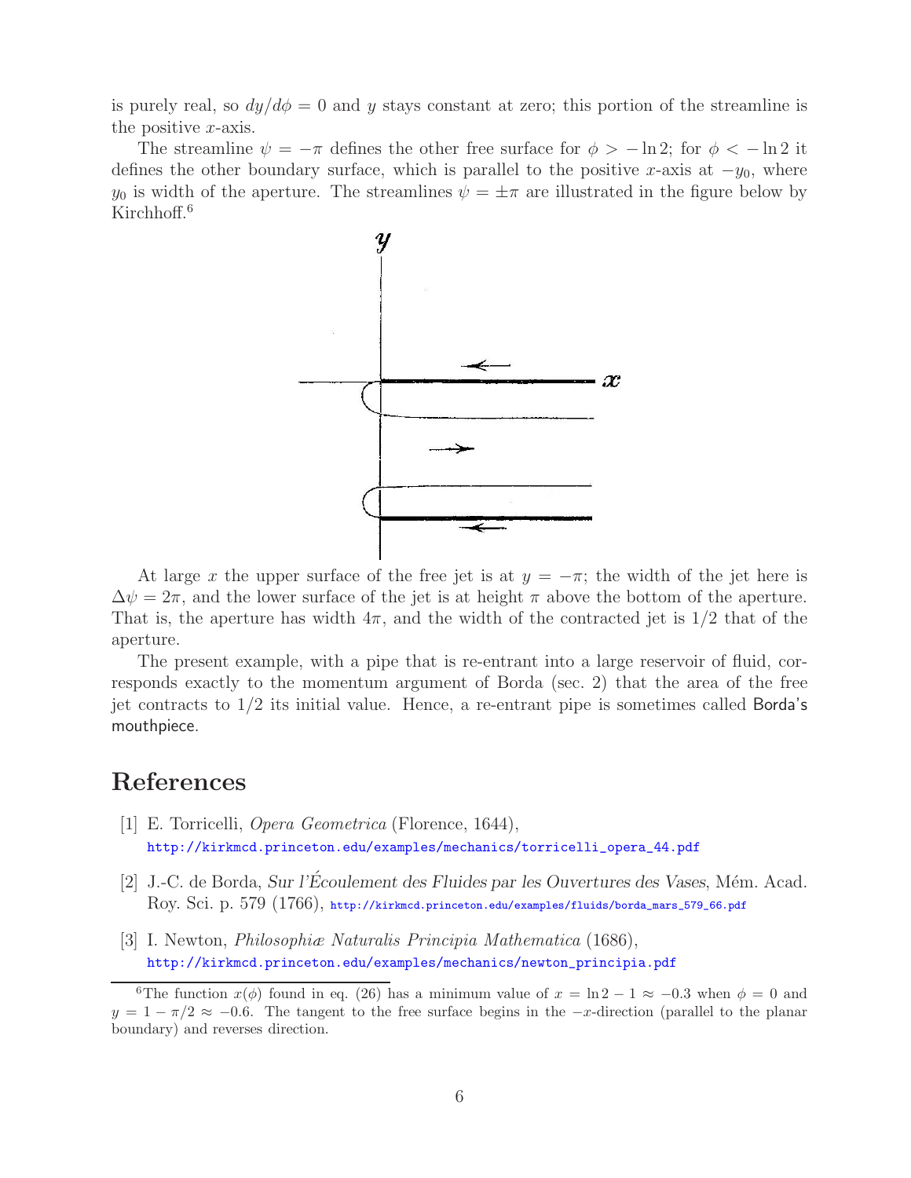is purely real, so $dy/d\phi = 0$ and $y$ stays constant at zero; this portion of the streamline is the positive $x$-axis.

The streamline $\psi = -\pi$ defines the other free surface for $\phi > -\ln 2$; for $\phi < -\ln 2$ it defines the other boundary surface, which is parallel to the positive $x$-axis at $-y_0$, where $y_0$ is width of the aperture. The streamlines $\psi = \pm\pi$ are illustrated in the figure below by Kirchhoff.[6]

y

x

At large $x$ the upper surface of the free jet is at $y = -\pi$; the width of the jet here is $\Delta\psi = 2\pi$, and the lower surface of the jet is at height $\pi$ above the bottom of the aperture. That is, the aperture has width $4\pi$, and the width of the contracted jet is 1/2 that of the aperture.

The present example, with a pipe that is re-entrant into a large reservoir of fluid, corresponds exactly to the momentum argument of Borda (sec. 2) that the area of the free jet contracts to 1/2 its initial value. Hence, a re-entrant pipe is sometimes called Borda's mouthpiece.

# References

[1] E. Torricelli, *Opera Geometrica* (Florence, 1644),
http://kirkmcd.princeton.edu/examples/mechanics/torricelli_opera_44.pdf

[2] J.-C. de Borda, *Sur l'Écoulement des Fluides par les Ouvertures des Vases*, Mém. Acad. Roy. Sci. p. 579 (1766), http://kirkmcd.princeton.edu/examples/fluids/borda_mars_579_66.pdf

[3] I. Newton, *Philosophiæ Naturalis Principia Mathematica* (1686),
http://kirkmcd.princeton.edu/examples/mechanics/newton_principia.pdf

---

[6] The function $x(\phi)$ found in eq. (26) has a minimum value of $x = \ln 2 - 1 \approx -0.3$ when $\phi = 0$ and $y = 1 - \pi/2 \approx -0.6$. The tangent to the free surface begins in the $-x$-direction (parallel to the planar boundary) and reverses direction.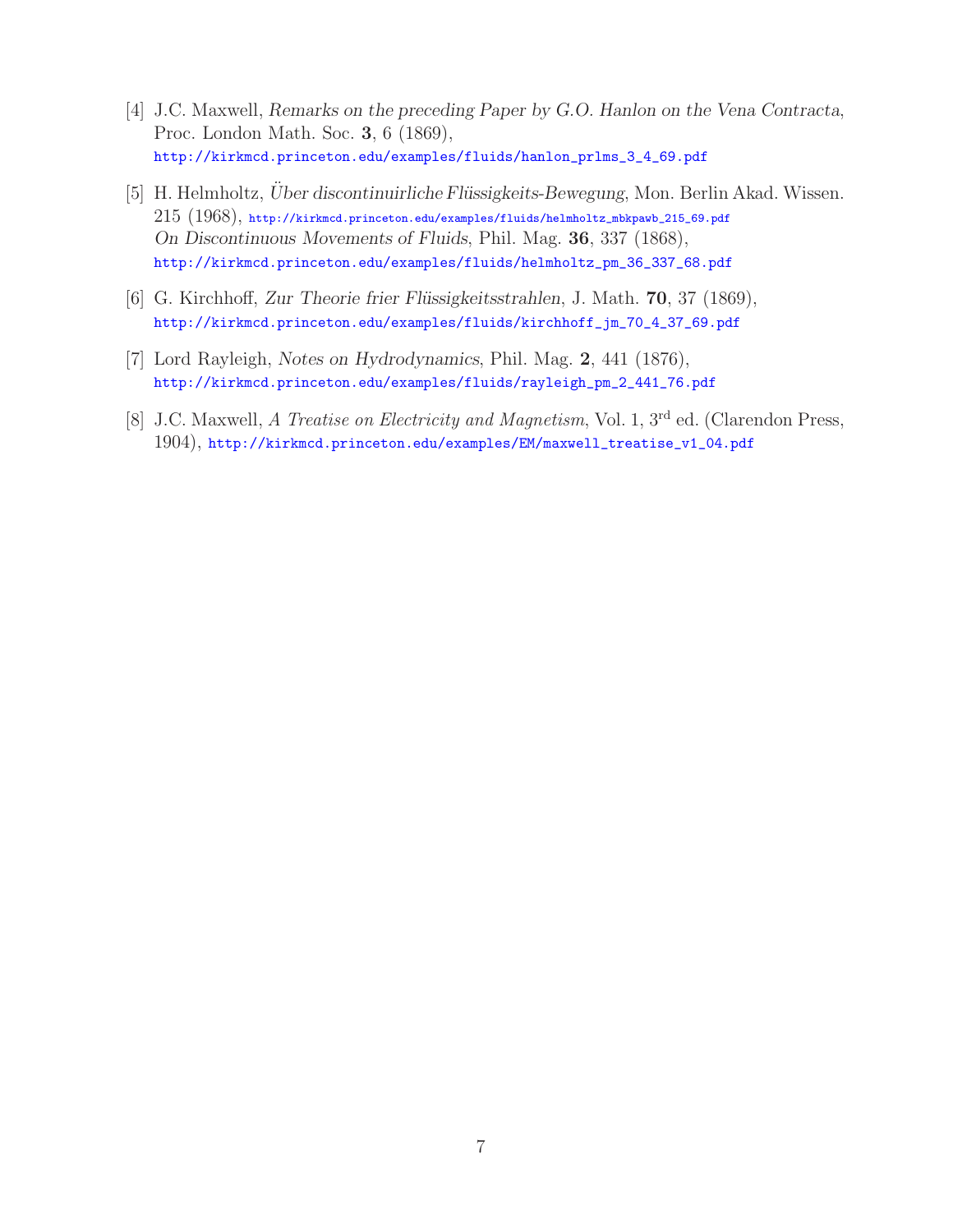[4] J.C. Maxwell, *Remarks on the preceding Paper by G.O. Hanlon on the Vena Contracta*, Proc. London Math. Soc. **3**, 6 (1869),
http://kirkmcd.princeton.edu/examples/fluids/hanlon_prlms_3_4_69.pdf

[5] H. Helmholtz, *Über discontinuirliche Flüssigkeits-Bewegung*, Mon. Berlin Akad. Wissen. 215 (1968), http://kirkmcd.princeton.edu/examples/fluids/helmholtz_mbkpawb_215_69.pdf
*On Discontinuous Movements of Fluids*, Phil. Mag. **36**, 337 (1868),
http://kirkmcd.princeton.edu/examples/fluids/helmholtz_pm_36_337_68.pdf

[6] G. Kirchhoff, *Zur Theorie frier Flüssigkeitsstrahlen*, J. Math. **70**, 37 (1869),
http://kirkmcd.princeton.edu/examples/fluids/kirchhoff_jm_70_4_37_69.pdf

[7] Lord Rayleigh, *Notes on Hydrodynamics*, Phil. Mag. **2**, 441 (1876),
http://kirkmcd.princeton.edu/examples/fluids/rayleigh_pm_2_441_76.pdf

[8] J.C. Maxwell, *A Treatise on Electricity and Magnetism*, Vol. 1, 3rd ed. (Clarendon Press, 1904), http://kirkmcd.princeton.edu/examples/EM/maxwell_treatise_v1_04.pdf